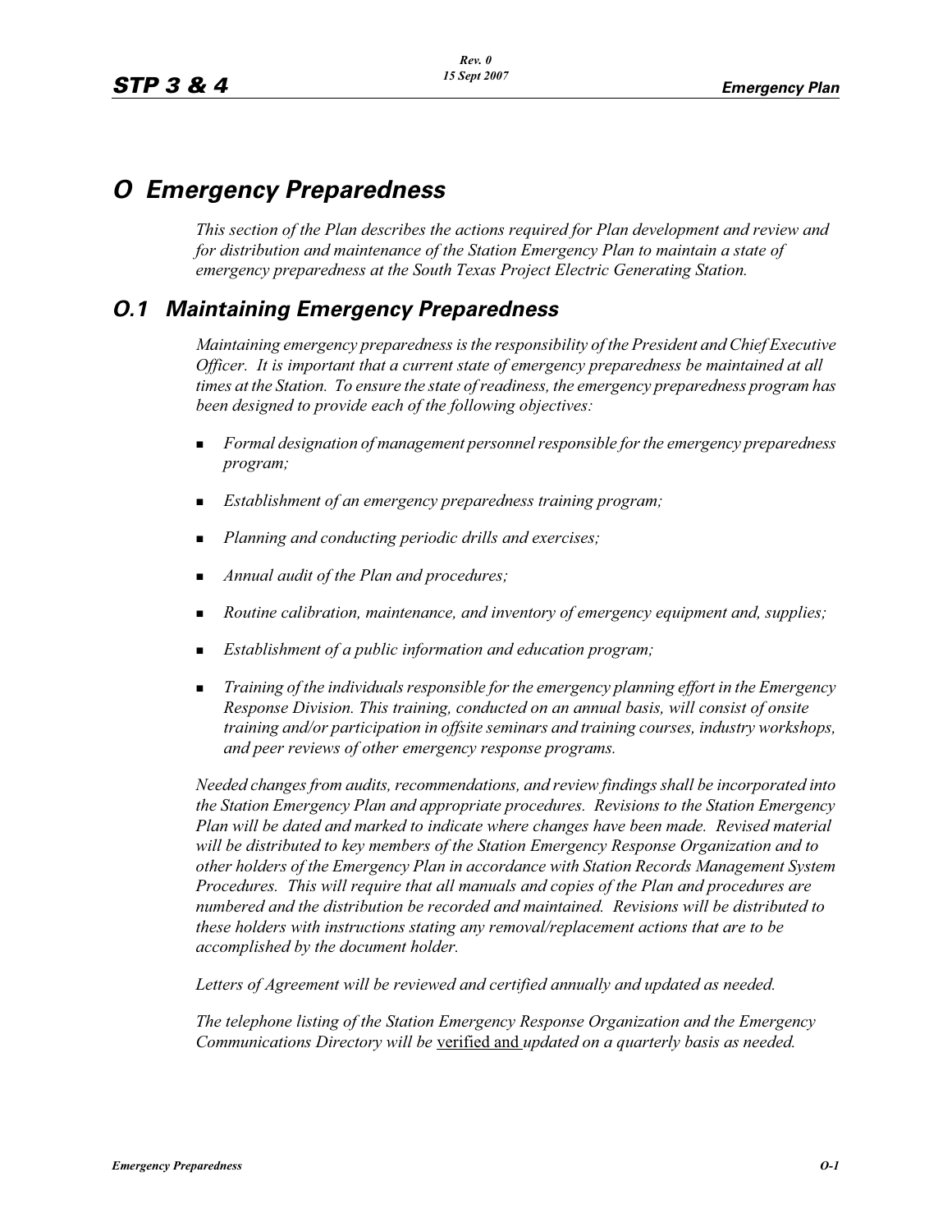# O Emergency Preparedness

*This section of the Plan describes the actions required for Plan development and review and for distribution and maintenance of the Station Emergency Plan to maintain a state of emergency preparedness at the South Texas Project Electric Generating Station.*

## O.1 Maintaining Emergency Preparedness

*Maintaining emergency preparedness is the responsibility of the President and Chief Executive Officer. It is important that a current state of emergency preparedness be maintained at all times at the Station. To ensure the state of readiness, the emergency preparedness program has been designed to provide each of the following objectives:*

- *Formal designation of management personnel responsible for the emergency preparedness program;*
- *Establishment of an emergency preparedness training program;*
- *Planning and conducting periodic drills and exercises;*
- *Annual audit of the Plan and procedures;*
- *Routine calibration, maintenance, and inventory of emergency equipment and, supplies;*
- *Establishment of a public information and education program;*
- *Training of the individuals responsible for the emergency planning effort in the Emergency Response Division. This training, conducted on an annual basis, will consist of onsite training and/or participation in offsite seminars and training courses, industry workshops, and peer reviews of other emergency response programs.*

*Needed changes from audits, recommendations, and review findings shall be incorporated into the Station Emergency Plan and appropriate procedures. Revisions to the Station Emergency Plan will be dated and marked to indicate where changes have been made. Revised material will be distributed to key members of the Station Emergency Response Organization and to other holders of the Emergency Plan in accordance with Station Records Management System Procedures. This will require that all manuals and copies of the Plan and procedures are numbered and the distribution be recorded and maintained. Revisions will be distributed to these holders with instructions stating any removal/replacement actions that are to be accomplished by the document holder.*

*Letters of Agreement will be reviewed and certified annually and updated as needed.*

*The telephone listing of the Station Emergency Response Organization and the Emergency Communications Directory will be* verified and *updated on a quarterly basis as needed.*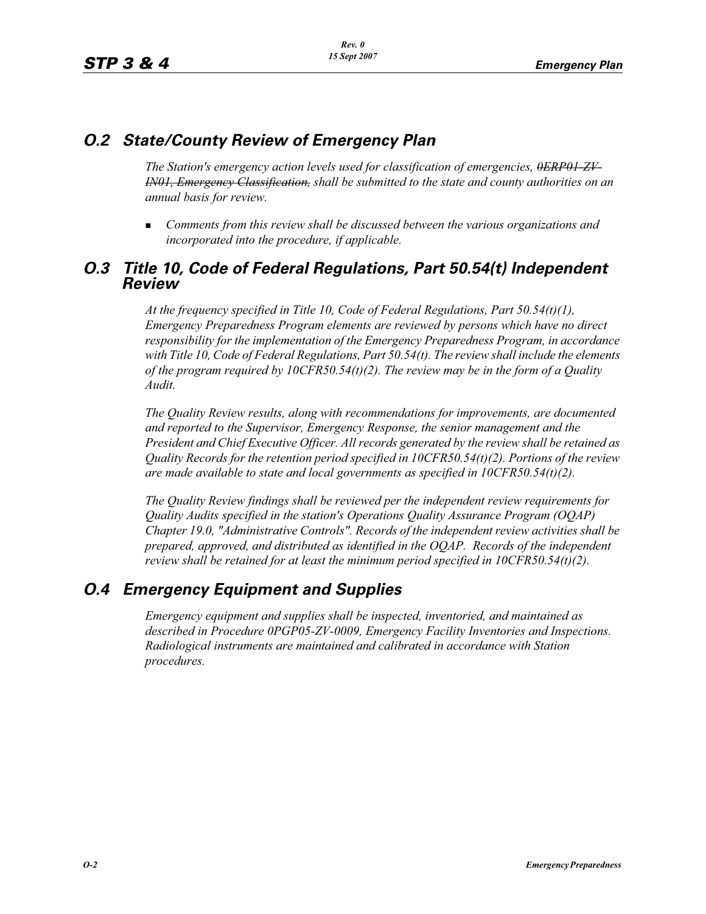## O.2 State/County Review of Emergency Plan

*The Station's emergency action levels used for classification of emergencies, ~~0ERP01-ZV-IN01, Emergency Classification,~~ shall be submitted to the state and county authorities on an annual basis for review.*

- *Comments from this review shall be discussed between the various organizations and incorporated into the procedure, if applicable.*

## O.3 Title 10, Code of Federal Regulations, Part 50.54(t) Independent Review

*At the frequency specified in Title 10, Code of Federal Regulations, Part 50.54(t)(1), Emergency Preparedness Program elements are reviewed by persons which have no direct responsibility for the implementation of the Emergency Preparedness Program, in accordance with Title 10, Code of Federal Regulations, Part 50.54(t). The review shall include the elements of the program required by 10CFR50.54(t)(2). The review may be in the form of a Quality Audit.*

*The Quality Review results, along with recommendations for improvements, are documented and reported to the Supervisor, Emergency Response, the senior management and the President and Chief Executive Officer. All records generated by the review shall be retained as Quality Records for the retention period specified in 10CFR50.54(t)(2). Portions of the review are made available to state and local governments as specified in 10CFR50.54(t)(2).*

*The Quality Review findings shall be reviewed per the independent review requirements for Quality Audits specified in the station's Operations Quality Assurance Program (OQAP) Chapter 19.0, "Administrative Controls". Records of the independent review activities shall be prepared, approved, and distributed as identified in the OQAP. Records of the independent review shall be retained for at least the minimum period specified in 10CFR50.54(t)(2).*

## O.4 Emergency Equipment and Supplies

*Emergency equipment and supplies shall be inspected, inventoried, and maintained as described in Procedure 0PGP05-ZV-0009, Emergency Facility Inventories and Inspections. Radiological instruments are maintained and calibrated in accordance with Station procedures.*